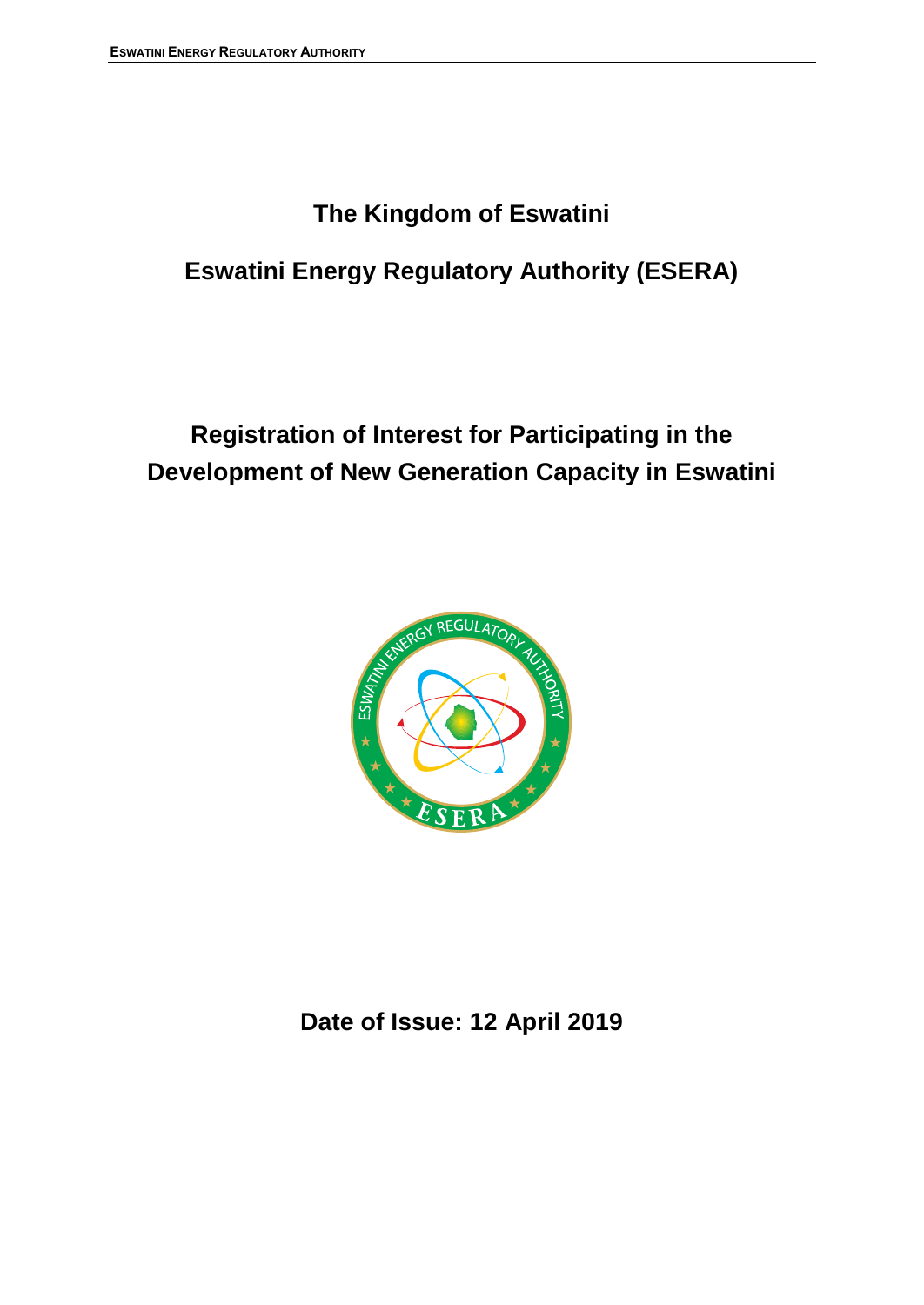# The Kingdom of Eswatini

# Eswatini Energy Regulatory Authority (ESERA)

## Registration of Interest for Participating in the Development of New Generation Capacity in Eswatini

**Date of Issue: 12 April 2019**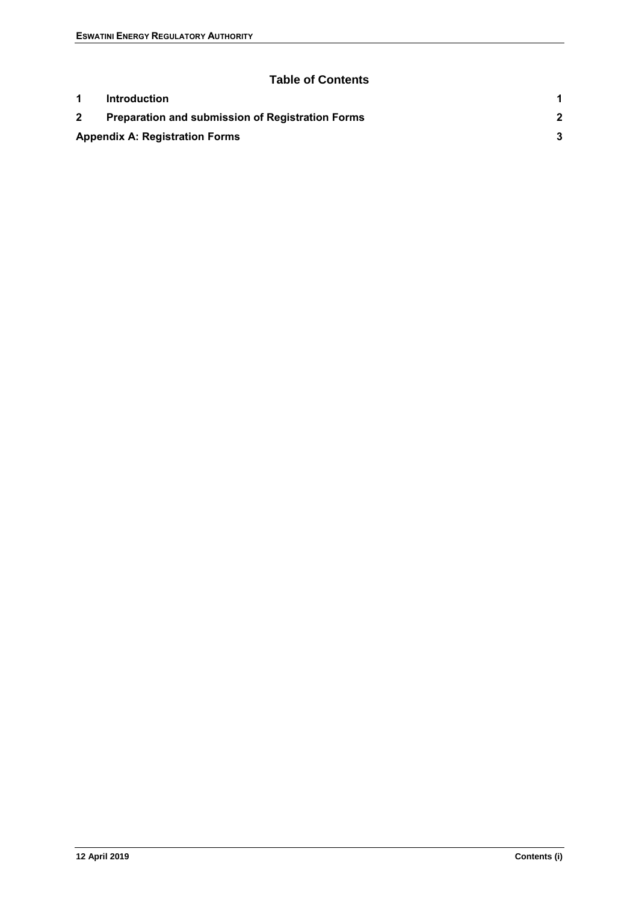## Table of Contents

| | | |
|---|---|---|
| **1** | **Introduction** | **1** |
| **2** | **Preparation and submission of Registration Forms** | **2** |
| **Appendix A: Registration Forms** | | **3** |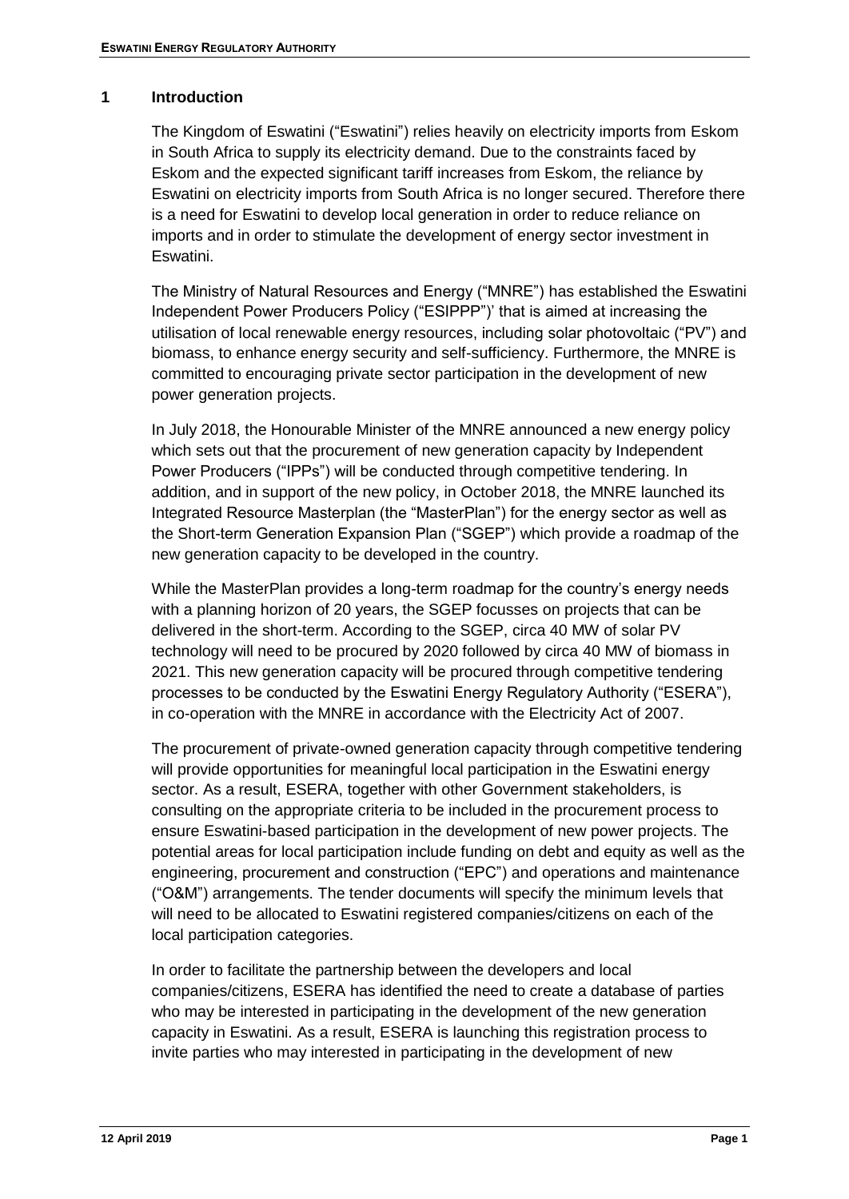# 1 Introduction

The Kingdom of Eswatini ("Eswatini") relies heavily on electricity imports from Eskom in South Africa to supply its electricity demand. Due to the constraints faced by Eskom and the expected significant tariff increases from Eskom, the reliance by Eswatini on electricity imports from South Africa is no longer secured. Therefore there is a need for Eswatini to develop local generation in order to reduce reliance on imports and in order to stimulate the development of energy sector investment in Eswatini.

The Ministry of Natural Resources and Energy ("MNRE") has established the Eswatini Independent Power Producers Policy ("ESIPPP")' that is aimed at increasing the utilisation of local renewable energy resources, including solar photovoltaic ("PV") and biomass, to enhance energy security and self-sufficiency. Furthermore, the MNRE is committed to encouraging private sector participation in the development of new power generation projects.

In July 2018, the Honourable Minister of the MNRE announced a new energy policy which sets out that the procurement of new generation capacity by Independent Power Producers ("IPPs") will be conducted through competitive tendering. In addition, and in support of the new policy, in October 2018, the MNRE launched its Integrated Resource Masterplan (the "MasterPlan") for the energy sector as well as the Short-term Generation Expansion Plan ("SGEP") which provide a roadmap of the new generation capacity to be developed in the country.

While the MasterPlan provides a long-term roadmap for the country's energy needs with a planning horizon of 20 years, the SGEP focusses on projects that can be delivered in the short-term. According to the SGEP, circa 40 MW of solar PV technology will need to be procured by 2020 followed by circa 40 MW of biomass in 2021. This new generation capacity will be procured through competitive tendering processes to be conducted by the Eswatini Energy Regulatory Authority ("ESERA"), in co-operation with the MNRE in accordance with the Electricity Act of 2007.

The procurement of private-owned generation capacity through competitive tendering will provide opportunities for meaningful local participation in the Eswatini energy sector. As a result, ESERA, together with other Government stakeholders, is consulting on the appropriate criteria to be included in the procurement process to ensure Eswatini-based participation in the development of new power projects. The potential areas for local participation include funding on debt and equity as well as the engineering, procurement and construction ("EPC") and operations and maintenance ("O&M") arrangements. The tender documents will specify the minimum levels that will need to be allocated to Eswatini registered companies/citizens on each of the local participation categories.

In order to facilitate the partnership between the developers and local companies/citizens, ESERA has identified the need to create a database of parties who may be interested in participating in the development of the new generation capacity in Eswatini. As a result, ESERA is launching this registration process to invite parties who may interested in participating in the development of new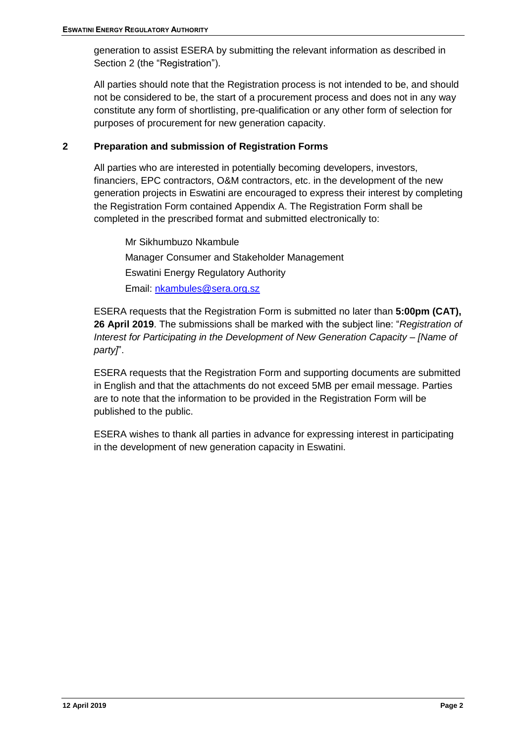generation to assist ESERA by submitting the relevant information as described in Section 2 (the "Registration").

All parties should note that the Registration process is not intended to be, and should not be considered to be, the start of a procurement process and does not in any way constitute any form of shortlisting, pre-qualification or any other form of selection for purposes of procurement for new generation capacity.

## 2 Preparation and submission of Registration Forms

All parties who are interested in potentially becoming developers, investors, financiers, EPC contractors, O&M contractors, etc. in the development of the new generation projects in Eswatini are encouraged to express their interest by completing the Registration Form contained Appendix A. The Registration Form shall be completed in the prescribed format and submitted electronically to:

Mr Sikhumbuzo Nkambule
Manager Consumer and Stakeholder Management
Eswatini Energy Regulatory Authority
Email: nkambules@sera.org.sz

ESERA requests that the Registration Form is submitted no later than **5:00pm (CAT), 26 April 2019**. The submissions shall be marked with the subject line: "*Registration of Interest for Participating in the Development of New Generation Capacity – [Name of party]*".

ESERA requests that the Registration Form and supporting documents are submitted in English and that the attachments do not exceed 5MB per email message. Parties are to note that the information to be provided in the Registration Form will be published to the public.

ESERA wishes to thank all parties in advance for expressing interest in participating in the development of new generation capacity in Eswatini.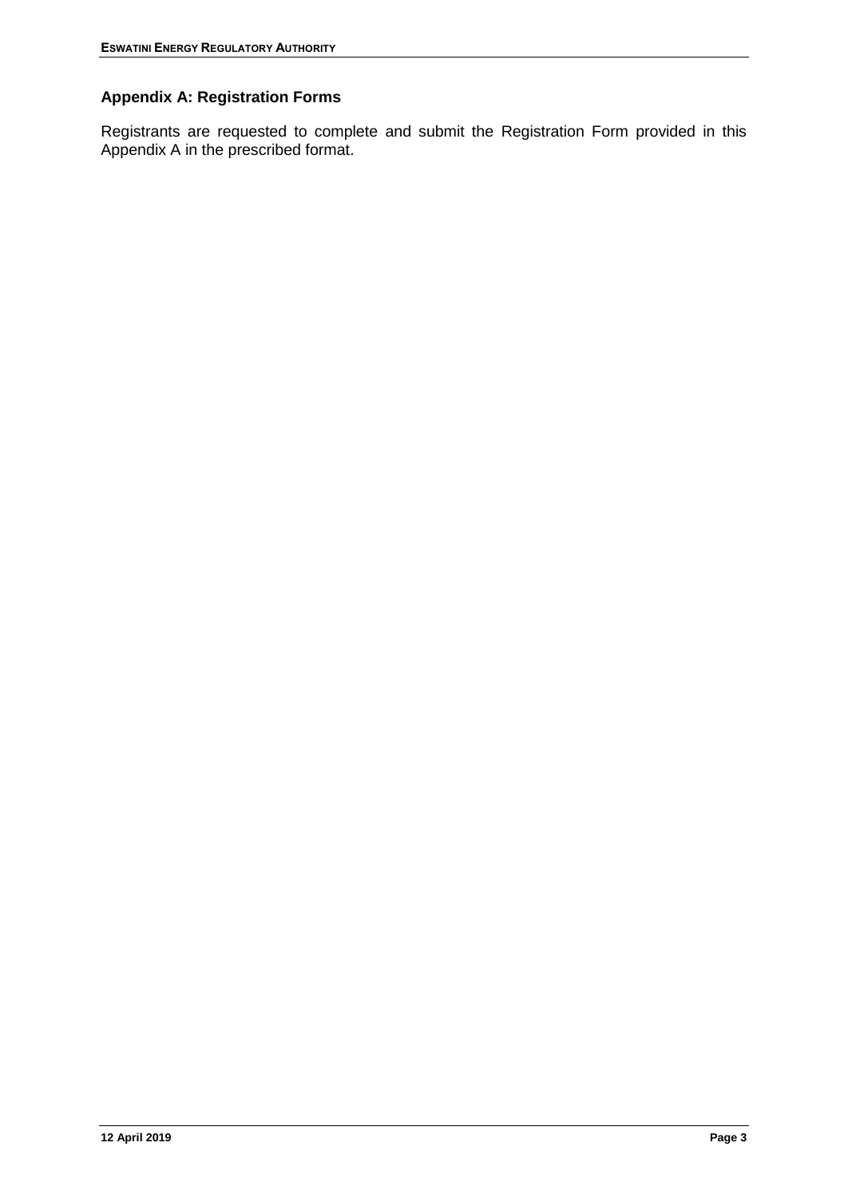## Appendix A: Registration Forms

Registrants are requested to complete and submit the Registration Form provided in this Appendix A in the prescribed format.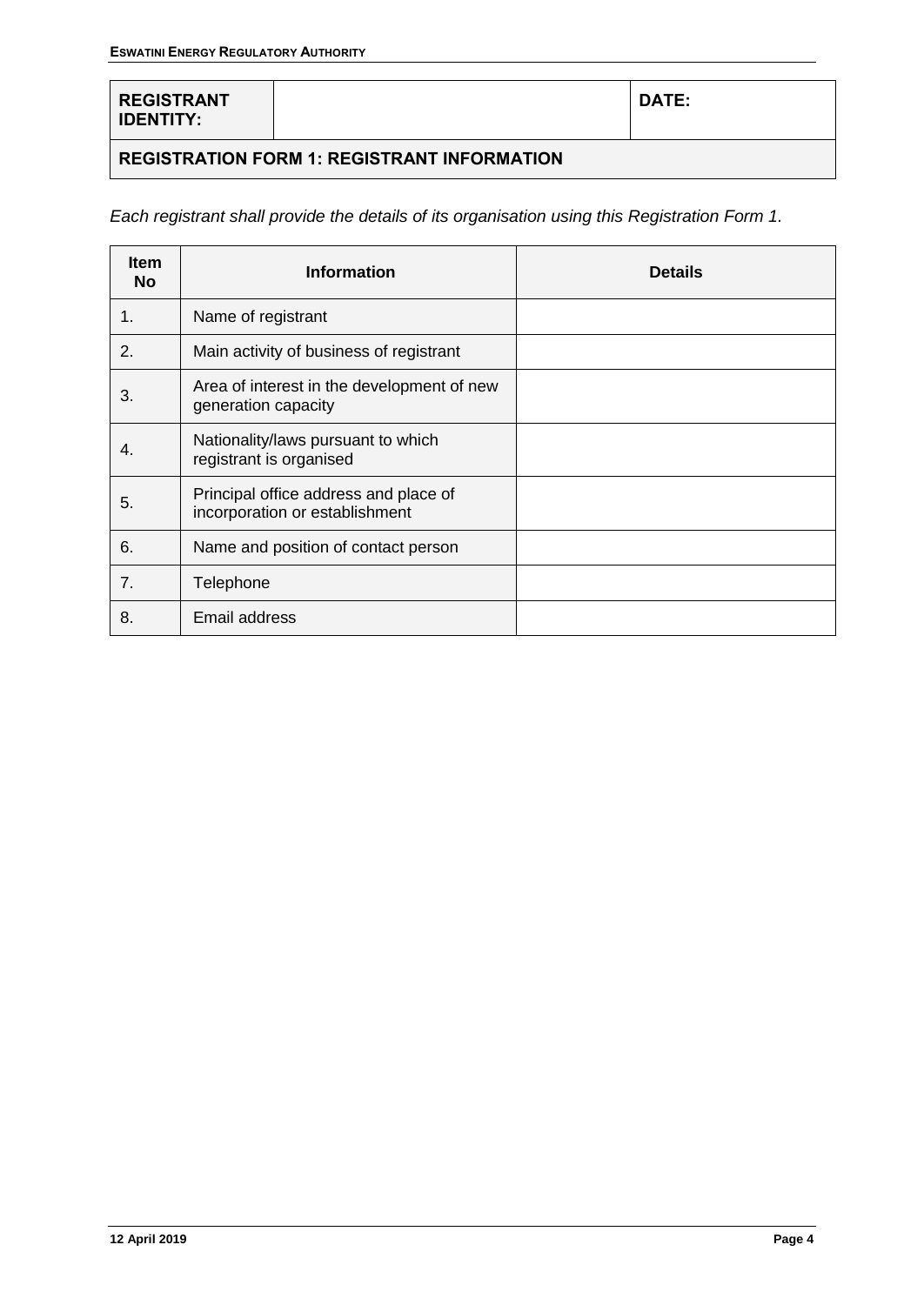| | | |
|---|---|---|
| **REGISTRANT IDENTITY:** | | **DATE:** |
| **REGISTRATION FORM 1: REGISTRANT INFORMATION** | | |

*Each registrant shall provide the details of its organisation using this Registration Form 1.*

| Item No | Information | Details |
|---|---|---|
| 1. | Name of registrant | |
| 2. | Main activity of business of registrant | |
| 3. | Area of interest in the development of new generation capacity | |
| 4. | Nationality/laws pursuant to which registrant is organised | |
| 5. | Principal office address and place of incorporation or establishment | |
| 6. | Name and position of contact person | |
| 7. | Telephone | |
| 8. | Email address | |